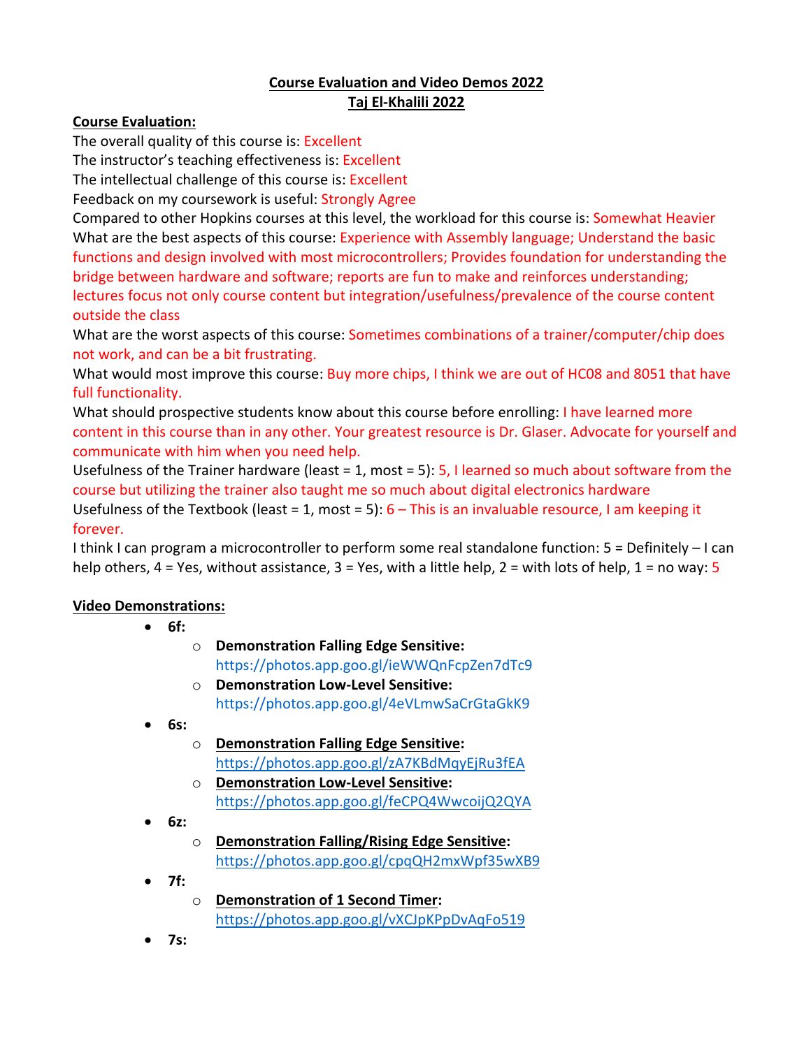**Course Evaluation and Video Demos 2022**
**Taj El-Khalili 2022**

**Course Evaluation:**

The overall quality of this course is: Excellent
The instructor's teaching effectiveness is: Excellent
The intellectual challenge of this course is: Excellent
Feedback on my coursework is useful: Strongly Agree
Compared to other Hopkins courses at this level, the workload for this course is: Somewhat Heavier
What are the best aspects of this course: Experience with Assembly language; Understand the basic functions and design involved with most microcontrollers; Provides foundation for understanding the bridge between hardware and software; reports are fun to make and reinforces understanding; lectures focus not only course content but integration/usefulness/prevalence of the course content outside the class
What are the worst aspects of this course: Sometimes combinations of a trainer/computer/chip does not work, and can be a bit frustrating.
What would most improve this course: Buy more chips, I think we are out of HC08 and 8051 that have full functionality.
What should prospective students know about this course before enrolling: I have learned more content in this course than in any other. Your greatest resource is Dr. Glaser. Advocate for yourself and communicate with him when you need help.
Usefulness of the Trainer hardware (least = 1, most = 5): 5, I learned so much about software from the course but utilizing the trainer also taught me so much about digital electronics hardware
Usefulness of the Textbook (least = 1, most = 5): 6 – This is an invaluable resource, I am keeping it forever.
I think I can program a microcontroller to perform some real standalone function: 5 = Definitely – I can help others, 4 = Yes, without assistance, 3 = Yes, with a little help, 2 = with lots of help, 1 = no way: 5

**Video Demonstrations:**

- **6f:**
  - **Demonstration Falling Edge Sensitive:** https://photos.app.goo.gl/ieWWQnFcpZen7dTc9
  - **Demonstration Low-Level Sensitive:** https://photos.app.goo.gl/4eVLmwSaCrGtaGkK9
- **6s:**
  - **Demonstration Falling Edge Sensitive:** https://photos.app.goo.gl/zA7KBdMqyEjRu3fEA
  - **Demonstration Low-Level Sensitive:** https://photos.app.goo.gl/feCPQ4WwcoijQ2QYA
- **6z:**
  - **Demonstration Falling/Rising Edge Sensitive:** https://photos.app.goo.gl/cpqQH2mxWpf35wXB9
- **7f:**
  - **Demonstration of 1 Second Timer:** https://photos.app.goo.gl/vXCJpKPpDvAqFo519
- **7s:**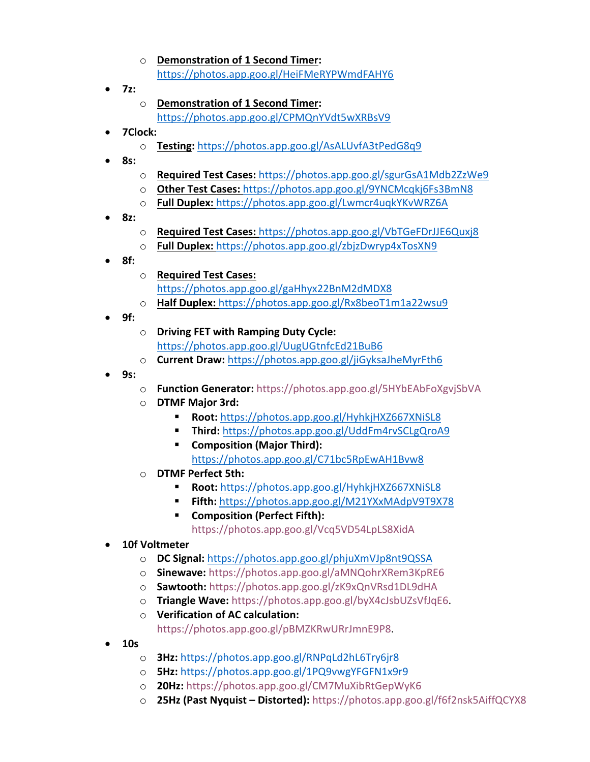- **Demonstration of 1 Second Timer:** https://photos.app.goo.gl/HeiFMeRYPWmdFAHY6
- **7z:**
  - **Demonstration of 1 Second Timer:** https://photos.app.goo.gl/CPMQnYVdt5wXRBsV9
- **7Clock:**
  - **Testing:** https://photos.app.goo.gl/AsALUvfA3tPedG8q9
- **8s:**
  - **Required Test Cases:** https://photos.app.goo.gl/sgurGsA1Mdb2ZzWe9
  - **Other Test Cases:** https://photos.app.goo.gl/9YNCMcqkj6Fs3BmN8
  - **Full Duplex:** https://photos.app.goo.gl/Lwmcr4uqkYKvWRZ6A
- **8z:**
  - **Required Test Cases:** https://photos.app.goo.gl/VbTGeFDrJJE6Quxj8
  - **Full Duplex:** https://photos.app.goo.gl/zbjzDwryp4xTosXN9
- **8f:**
  - **Required Test Cases:** https://photos.app.goo.gl/gaHhyx22BnM2dMDX8
  - **Half Duplex:** https://photos.app.goo.gl/Rx8beoT1m1a22wsu9
- **9f:**
  - **Driving FET with Ramping Duty Cycle:** https://photos.app.goo.gl/UugUGtnfcEd21BuB6
  - **Current Draw:** https://photos.app.goo.gl/jiGyksaJheMyrFth6
- **9s:**
  - **Function Generator:** https://photos.app.goo.gl/5HYbEAbFoXgvjSbVA
  - **DTMF Major 3rd:**
    - **Root:** https://photos.app.goo.gl/HyhkjHXZ667XNiSL8
    - **Third:** https://photos.app.goo.gl/UddFm4rvSCLgQroA9
    - **Composition (Major Third):** https://photos.app.goo.gl/C71bc5RpEwAH1Bvw8
  - **DTMF Perfect 5th:**
    - **Root:** https://photos.app.goo.gl/HyhkjHXZ667XNiSL8
    - **Fifth:** https://photos.app.goo.gl/M21YXxMAdpV9T9X78
    - **Composition (Perfect Fifth):** https://photos.app.goo.gl/Vcq5VD54LpLS8XidA
- **10f Voltmeter**
  - **DC Signal:** https://photos.app.goo.gl/phjuXmVJp8nt9QSSA
  - **Sinewave:** https://photos.app.goo.gl/aMNQohrXRem3KpRE6
  - **Sawtooth:** https://photos.app.goo.gl/zK9xQnVRsd1DL9dHA
  - **Triangle Wave:** https://photos.app.goo.gl/byX4cJsbUZsVfJqE6.
  - **Verification of AC calculation:** https://photos.app.goo.gl/pBMZKRwURrJmnE9P8.
- **10s**
  - **3Hz:** https://photos.app.goo.gl/RNPqLd2hL6Try6jr8
  - **5Hz:** https://photos.app.goo.gl/1PQ9vwgYFGFN1x9r9
  - **20Hz:** https://photos.app.goo.gl/CM7MuXibRtGepWyK6
  - **25Hz (Past Nyquist – Distorted):** https://photos.app.goo.gl/f6f2nsk5AiffQCYX8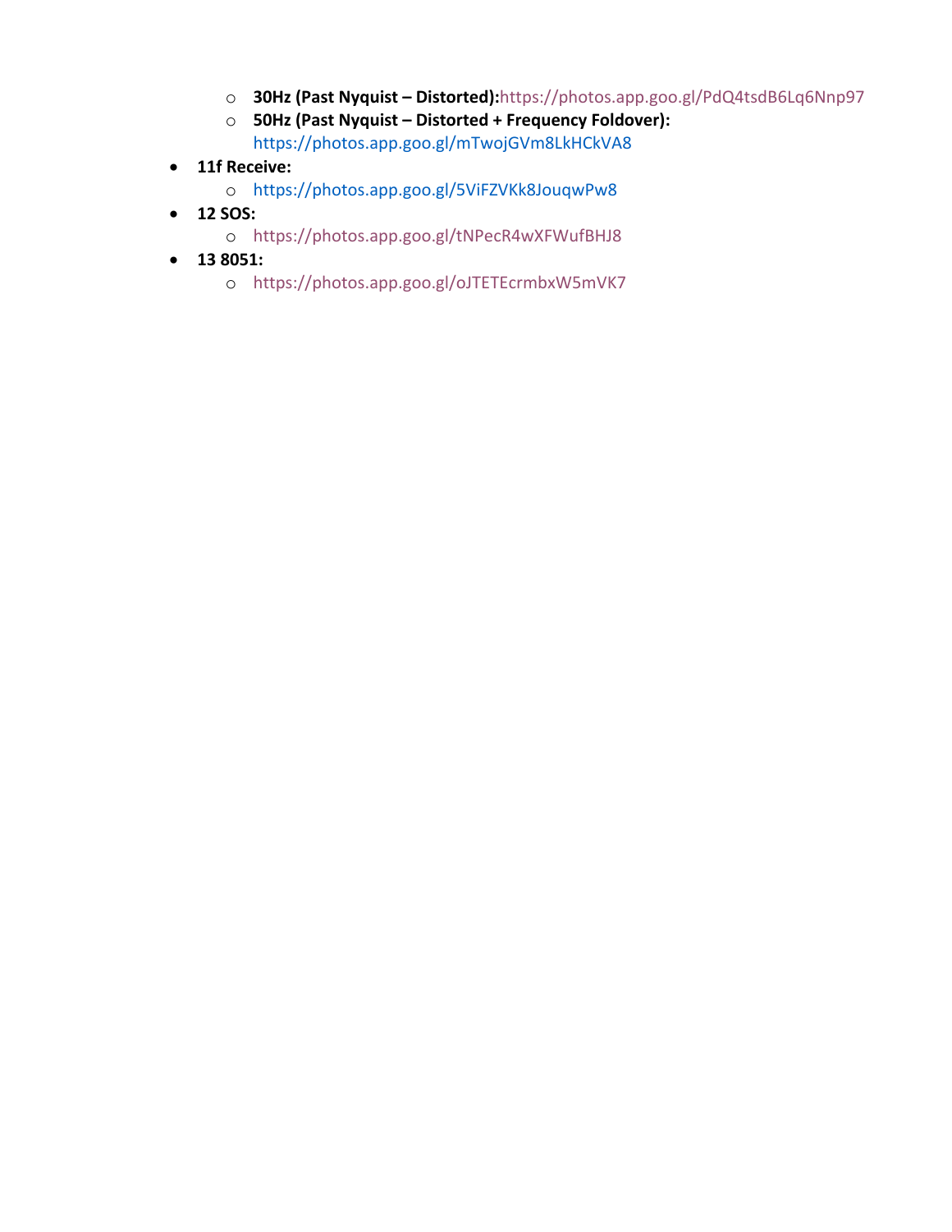- **30Hz (Past Nyquist – Distorted):**https://photos.app.goo.gl/PdQ4tsdB6Lq6Nnp97
  - **50Hz (Past Nyquist – Distorted + Frequency Foldover):** https://photos.app.goo.gl/mTwojGVm8LkHCkVA8
- **11f Receive:**
  - https://photos.app.goo.gl/5ViFZVKk8JouqwPw8
- **12 SOS:**
  - https://photos.app.goo.gl/tNPecR4wXFWufBHJ8
- **13 8051:**
  - https://photos.app.goo.gl/oJTETEcrmbxW5mVK7